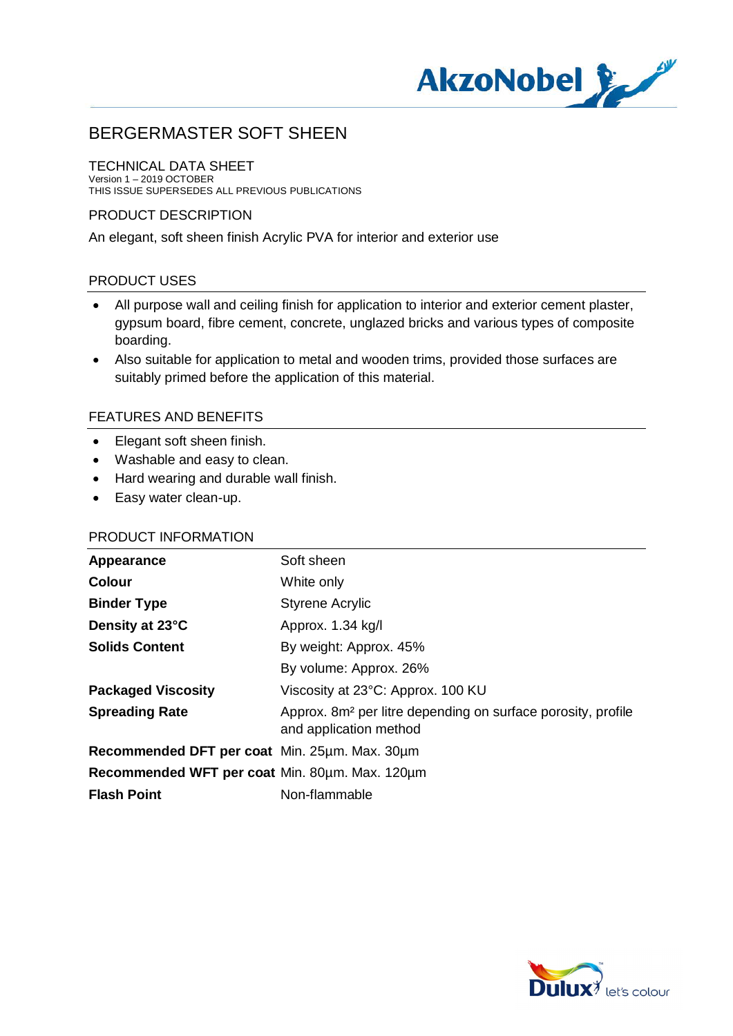# BERGERMASTER SOFT SHEEN

## TECHNICAL DATA SHEET

Version 1 – 2019 OCTOBER
THIS ISSUE SUPERSEDES ALL PREVIOUS PUBLICATIONS

## PRODUCT DESCRIPTION

An elegant, soft sheen finish Acrylic PVA for interior and exterior use

## PRODUCT USES

- All purpose wall and ceiling finish for application to interior and exterior cement plaster, gypsum board, fibre cement, concrete, unglazed bricks and various types of composite boarding.
- Also suitable for application to metal and wooden trims, provided those surfaces are suitably primed before the application of this material.

## FEATURES AND BENEFITS

- Elegant soft sheen finish.
- Washable and easy to clean.
- Hard wearing and durable wall finish.
- Easy water clean-up.

## PRODUCT INFORMATION

| | |
|---|---|
| **Appearance** | Soft sheen |
| **Colour** | White only |
| **Binder Type** | Styrene Acrylic |
| **Density at 23°C** | Approx. 1.34 kg/l |
| **Solids Content** | By weight: Approx. 45% |
| | By volume: Approx. 26% |
| **Packaged Viscosity** | Viscosity at 23°C: Approx. 100 KU |
| **Spreading Rate** | Approx. 8m² per litre depending on surface porosity, profile and application method |
| **Recommended DFT per coat** | Min. 25µm. Max. 30µm |
| **Recommended WFT per coat** | Min. 80µm. Max. 120µm |
| **Flash Point** | Non-flammable |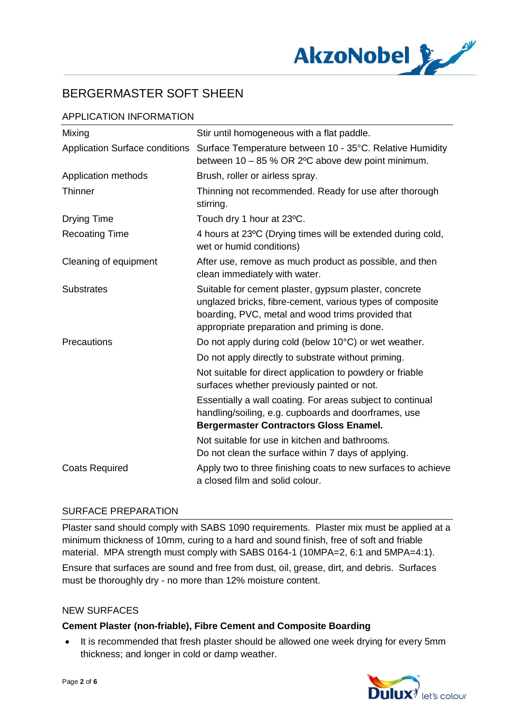# BERGERMASTER SOFT SHEEN

## APPLICATION INFORMATION

| | |
|---|---|
| Mixing | Stir until homogeneous with a flat paddle. |
| Application Surface conditions | Surface Temperature between 10 - 35°C. Relative Humidity between 10 – 85 % OR 2ºC above dew point minimum. |
| Application methods | Brush, roller or airless spray. |
| Thinner | Thinning not recommended. Ready for use after thorough stirring. |
| Drying Time | Touch dry 1 hour at 23ºC. |
| Recoating Time | 4 hours at 23ºC (Drying times will be extended during cold, wet or humid conditions) |
| Cleaning of equipment | After use, remove as much product as possible, and then clean immediately with water. |
| Substrates | Suitable for cement plaster, gypsum plaster, concrete unglazed bricks, fibre-cement, various types of composite boarding, PVC, metal and wood trims provided that appropriate preparation and priming is done. |
| Precautions | Do not apply during cold (below 10°C) or wet weather. |
| | Do not apply directly to substrate without priming. |
| | Not suitable for direct application to powdery or friable surfaces whether previously painted or not. |
| | Essentially a wall coating. For areas subject to continual handling/soiling, e.g. cupboards and doorframes, use **Bergermaster Contractors Gloss Enamel.** |
| | Not suitable for use in kitchen and bathrooms. Do not clean the surface within 7 days of applying. |
| Coats Required | Apply two to three finishing coats to new surfaces to achieve a closed film and solid colour. |

## SURFACE PREPARATION

Plaster sand should comply with SABS 1090 requirements. Plaster mix must be applied at a minimum thickness of 10mm, curing to a hard and sound finish, free of soft and friable material. MPA strength must comply with SABS 0164-1 (10MPA=2, 6:1 and 5MPA=4:1).

Ensure that surfaces are sound and free from dust, oil, grease, dirt, and debris. Surfaces must be thoroughly dry - no more than 12% moisture content.

## NEW SURFACES

**Cement Plaster (non-friable), Fibre Cement and Composite Boarding**

- It is recommended that fresh plaster should be allowed one week drying for every 5mm thickness; and longer in cold or damp weather.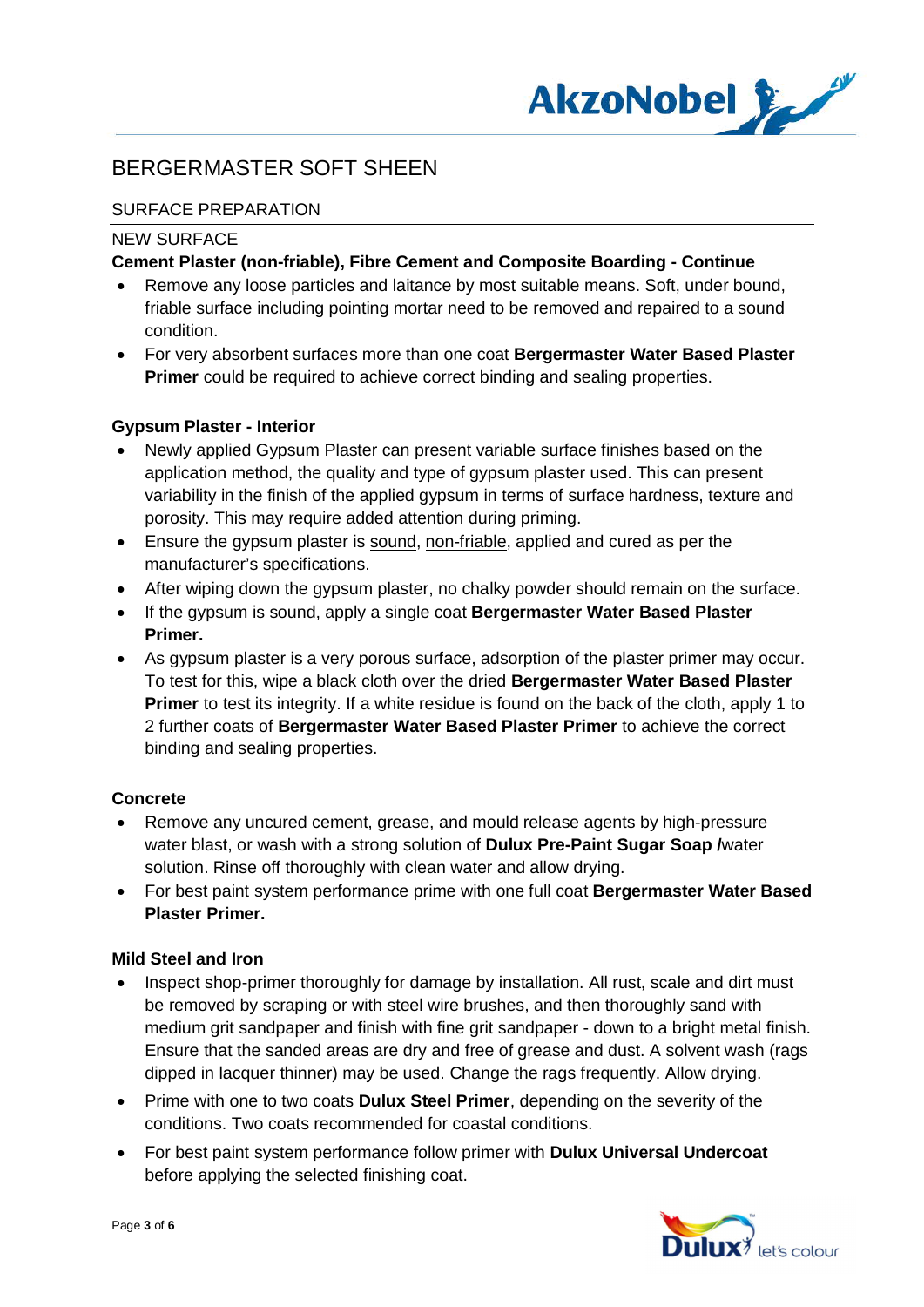# BERGERMASTER SOFT SHEEN

## SURFACE PREPARATION

### NEW SURFACE

**Cement Plaster (non-friable), Fibre Cement and Composite Boarding - Continue**

- Remove any loose particles and laitance by most suitable means. Soft, under bound, friable surface including pointing mortar need to be removed and repaired to a sound condition.
- For very absorbent surfaces more than one coat **Bergermaster Water Based Plaster Primer** could be required to achieve correct binding and sealing properties.

**Gypsum Plaster - Interior**

- Newly applied Gypsum Plaster can present variable surface finishes based on the application method, the quality and type of gypsum plaster used. This can present variability in the finish of the applied gypsum in terms of surface hardness, texture and porosity. This may require added attention during priming.
- Ensure the gypsum plaster is sound, non-friable, applied and cured as per the manufacturer's specifications.
- After wiping down the gypsum plaster, no chalky powder should remain on the surface.
- If the gypsum is sound, apply a single coat **Bergermaster Water Based Plaster Primer.**
- As gypsum plaster is a very porous surface, adsorption of the plaster primer may occur. To test for this, wipe a black cloth over the dried **Bergermaster Water Based Plaster Primer** to test its integrity. If a white residue is found on the back of the cloth, apply 1 to 2 further coats of **Bergermaster Water Based Plaster Primer** to achieve the correct binding and sealing properties.

**Concrete**

- Remove any uncured cement, grease, and mould release agents by high-pressure water blast, or wash with a strong solution of **Dulux Pre-Paint Sugar Soap** /water solution. Rinse off thoroughly with clean water and allow drying.
- For best paint system performance prime with one full coat **Bergermaster Water Based Plaster Primer.**

**Mild Steel and Iron**

- Inspect shop-primer thoroughly for damage by installation. All rust, scale and dirt must be removed by scraping or with steel wire brushes, and then thoroughly sand with medium grit sandpaper and finish with fine grit sandpaper - down to a bright metal finish. Ensure that the sanded areas are dry and free of grease and dust. A solvent wash (rags dipped in lacquer thinner) may be used. Change the rags frequently. Allow drying.
- Prime with one to two coats **Dulux Steel Primer**, depending on the severity of the conditions. Two coats recommended for coastal conditions.
- For best paint system performance follow primer with **Dulux Universal Undercoat** before applying the selected finishing coat.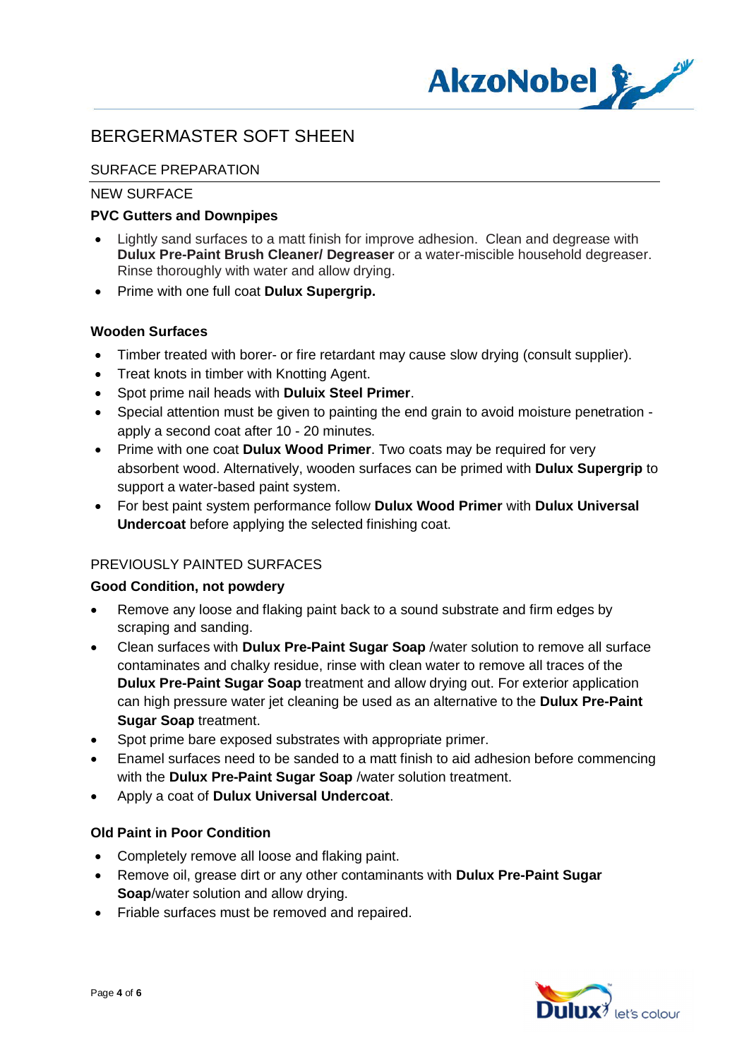# BERGERMASTER SOFT SHEEN

## SURFACE PREPARATION

### NEW SURFACE

**PVC Gutters and Downpipes**

- Lightly sand surfaces to a matt finish for improve adhesion. Clean and degrease with **Dulux Pre-Paint Brush Cleaner/ Degreaser** or a water-miscible household degreaser. Rinse thoroughly with water and allow drying.
- Prime with one full coat **Dulux Supergrip.**

**Wooden Surfaces**

- Timber treated with borer- or fire retardant may cause slow drying (consult supplier).
- Treat knots in timber with Knotting Agent.
- Spot prime nail heads with **Duluix Steel Primer**.
- Special attention must be given to painting the end grain to avoid moisture penetration - apply a second coat after 10 - 20 minutes.
- Prime with one coat **Dulux Wood Primer**. Two coats may be required for very absorbent wood. Alternatively, wooden surfaces can be primed with **Dulux Supergrip** to support a water-based paint system.
- For best paint system performance follow **Dulux Wood Primer** with **Dulux Universal Undercoat** before applying the selected finishing coat.

### PREVIOUSLY PAINTED SURFACES

**Good Condition, not powdery**

- Remove any loose and flaking paint back to a sound substrate and firm edges by scraping and sanding.
- Clean surfaces with **Dulux Pre-Paint Sugar Soap** /water solution to remove all surface contaminates and chalky residue, rinse with clean water to remove all traces of the **Dulux Pre-Paint Sugar Soap** treatment and allow drying out. For exterior application can high pressure water jet cleaning be used as an alternative to the **Dulux Pre-Paint Sugar Soap** treatment.
- Spot prime bare exposed substrates with appropriate primer.
- Enamel surfaces need to be sanded to a matt finish to aid adhesion before commencing with the **Dulux Pre-Paint Sugar Soap** /water solution treatment.
- Apply a coat of **Dulux Universal Undercoat**.

**Old Paint in Poor Condition**

- Completely remove all loose and flaking paint.
- Remove oil, grease dirt or any other contaminants with **Dulux Pre-Paint Sugar Soap**/water solution and allow drying.
- Friable surfaces must be removed and repaired.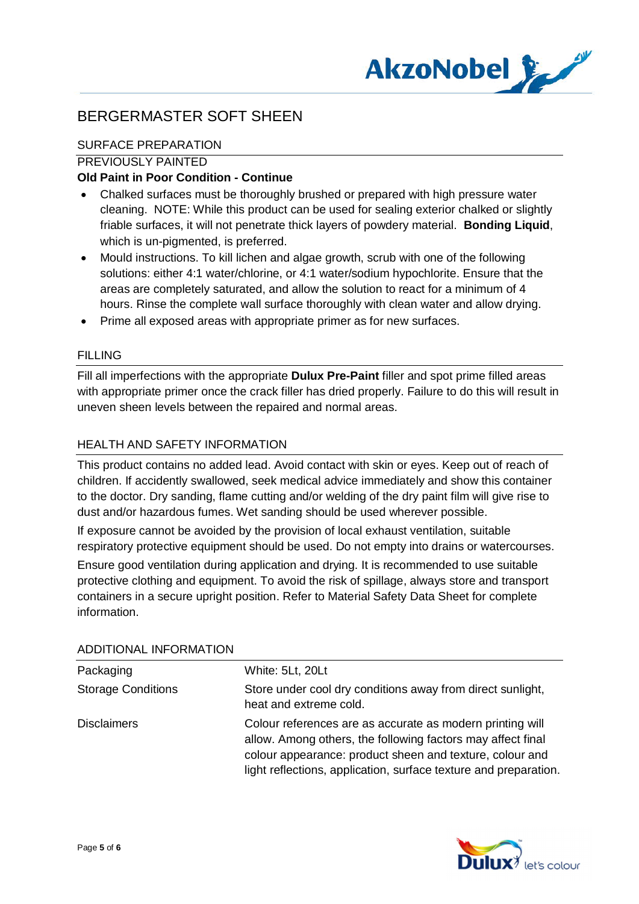# BERGERMASTER SOFT SHEEN

## SURFACE PREPARATION

### PREVIOUSLY PAINTED

**Old Paint in Poor Condition - Continue**

- Chalked surfaces must be thoroughly brushed or prepared with high pressure water cleaning.  NOTE: While this product can be used for sealing exterior chalked or slightly friable surfaces, it will not penetrate thick layers of powdery material.  **Bonding Liquid**, which is un-pigmented, is preferred.
- Mould instructions. To kill lichen and algae growth, scrub with one of the following solutions: either 4:1 water/chlorine, or 4:1 water/sodium hypochlorite. Ensure that the areas are completely saturated, and allow the solution to react for a minimum of 4 hours. Rinse the complete wall surface thoroughly with clean water and allow drying.
- Prime all exposed areas with appropriate primer as for new surfaces.

## FILLING

Fill all imperfections with the appropriate **Dulux Pre-Paint** filler and spot prime filled areas with appropriate primer once the crack filler has dried properly. Failure to do this will result in uneven sheen levels between the repaired and normal areas.

## HEALTH AND SAFETY INFORMATION

This product contains no added lead. Avoid contact with skin or eyes. Keep out of reach of children. If accidently swallowed, seek medical advice immediately and show this container to the doctor. Dry sanding, flame cutting and/or welding of the dry paint film will give rise to dust and/or hazardous fumes. Wet sanding should be used wherever possible.

If exposure cannot be avoided by the provision of local exhaust ventilation, suitable respiratory protective equipment should be used. Do not empty into drains or watercourses.

Ensure good ventilation during application and drying. It is recommended to use suitable protective clothing and equipment. To avoid the risk of spillage, always store and transport containers in a secure upright position. Refer to Material Safety Data Sheet for complete information.

## ADDITIONAL INFORMATION

| | |
|---|---|
| Packaging | White: 5Lt, 20Lt |
| Storage Conditions | Store under cool dry conditions away from direct sunlight, heat and extreme cold. |
| Disclaimers | Colour references are as accurate as modern printing will allow. Among others, the following factors may affect final colour appearance: product sheen and texture, colour and light reflections, application, surface texture and preparation. |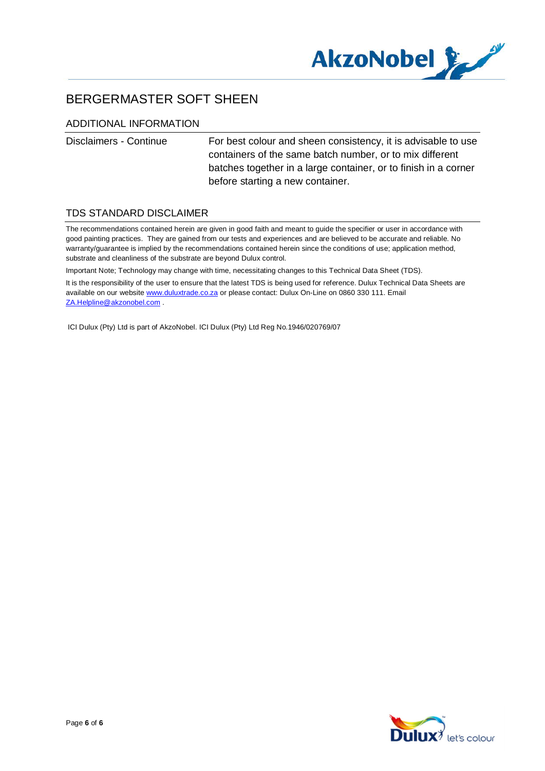# BERGERMASTER SOFT SHEEN

## ADDITIONAL INFORMATION

| | |
|---|---|
| Disclaimers - Continue | For best colour and sheen consistency, it is advisable to use containers of the same batch number, or to mix different batches together in a large container, or to finish in a corner before starting a new container. |

## TDS STANDARD DISCLAIMER

The recommendations contained herein are given in good faith and meant to guide the specifier or user in accordance with good painting practices. They are gained from our tests and experiences and are believed to be accurate and reliable. No warranty/guarantee is implied by the recommendations contained herein since the conditions of use; application method, substrate and cleanliness of the substrate are beyond Dulux control.

Important Note; Technology may change with time, necessitating changes to this Technical Data Sheet (TDS).

It is the responsibility of the user to ensure that the latest TDS is being used for reference. Dulux Technical Data Sheets are available on our website www.duluxtrade.co.za or please contact: Dulux On-Line on 0860 330 111. Email ZA.Helpline@akzonobel.com .

ICI Dulux (Pty) Ltd is part of AkzoNobel. ICI Dulux (Pty) Ltd Reg No.1946/020769/07